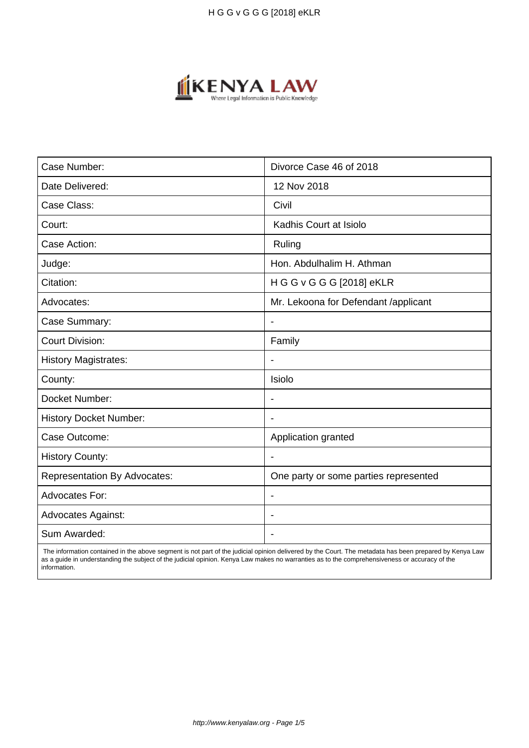| Case Number: | Divorce Case 46 of 2018 |
| --- | --- |
| Date Delivered: | 12 Nov 2018 |
| Case Class: | Civil |
| Court: | Kadhis Court at Isiolo |
| Case Action: | Ruling |
| Judge: | Hon. Abdulhalim H. Athman |
| Citation: | H G G v G G G [2018] eKLR |
| Advocates: | Mr. Lekoona for Defendant /applicant |
| Case Summary: | - |
| Court Division: | Family |
| History Magistrates: | - |
| County: | Isiolo |
| Docket Number: | - |
| History Docket Number: | - |
| Case Outcome: | Application granted |
| History County: | - |
| Representation By Advocates: | One party or some parties represented |
| Advocates For: | - |
| Advocates Against: | - |
| Sum Awarded: | - |

The information contained in the above segment is not part of the judicial opinion delivered by the Court. The metadata has been prepared by Kenya Law as a guide in understanding the subject of the judicial opinion. Kenya Law makes no warranties as to the comprehensiveness or accuracy of the information.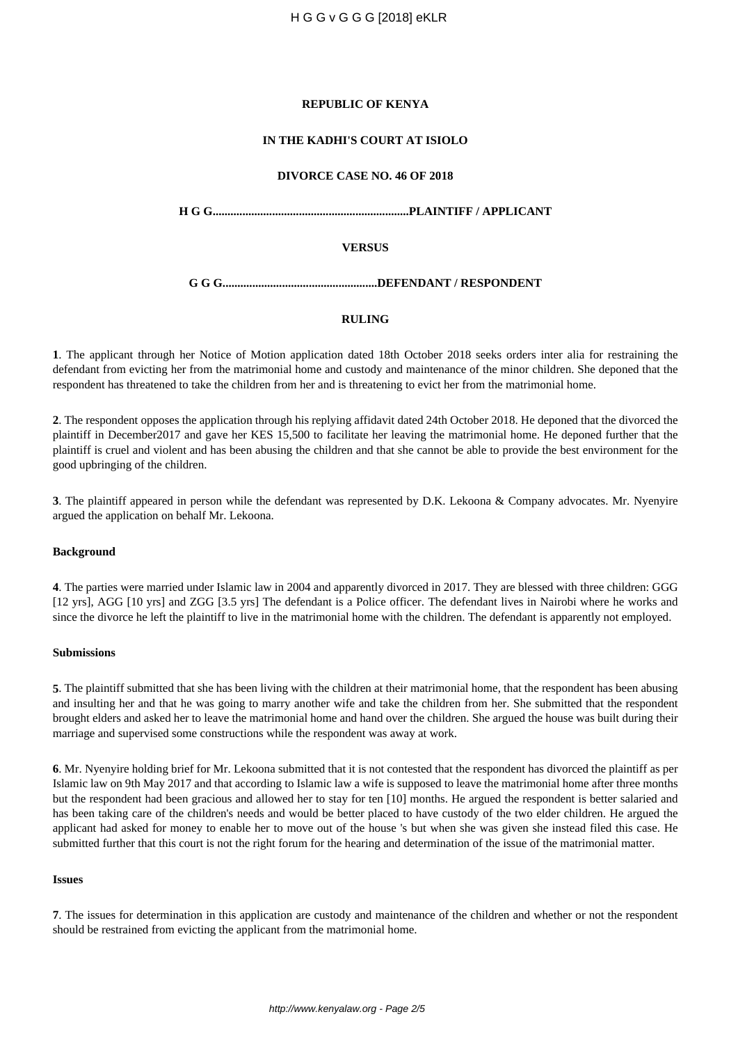**REPUBLIC OF KENYA**

**IN THE KADHI'S COURT AT ISIOLO**

**DIVORCE CASE NO. 46 OF 2018**

**H G G..................................................................PLAINTIFF / APPLICANT**

**VERSUS**

**G G G....................................................DEFENDANT / RESPONDENT**

**RULING**

**1**. The applicant through her Notice of Motion application dated 18th October 2018 seeks orders inter alia for restraining the defendant from evicting her from the matrimonial home and custody and maintenance of the minor children. She deponed that the respondent has threatened to take the children from her and is threatening to evict her from the matrimonial home.

**2**. The respondent opposes the application through his replying affidavit dated 24th October 2018. He deponed that the divorced the plaintiff in December2017 and gave her KES 15,500 to facilitate her leaving the matrimonial home. He deponed further that the plaintiff is cruel and violent and has been abusing the children and that she cannot be able to provide the best environment for the good upbringing of the children.

**3**. The plaintiff appeared in person while the defendant was represented by D.K. Lekoona & Company advocates. Mr. Nyenyire argued the application on behalf Mr. Lekoona.

**Background**

**4**. The parties were married under Islamic law in 2004 and apparently divorced in 2017. They are blessed with three children: GGG [12 yrs], AGG [10 yrs] and ZGG [3.5 yrs] The defendant is a Police officer. The defendant lives in Nairobi where he works and since the divorce he left the plaintiff to live in the matrimonial home with the children. The defendant is apparently not employed.

**Submissions**

**5**. The plaintiff submitted that she has been living with the children at their matrimonial home, that the respondent has been abusing and insulting her and that he was going to marry another wife and take the children from her. She submitted that the respondent brought elders and asked her to leave the matrimonial home and hand over the children. She argued the house was built during their marriage and supervised some constructions while the respondent was away at work.

**6**. Mr. Nyenyire holding brief for Mr. Lekoona submitted that it is not contested that the respondent has divorced the plaintiff as per Islamic law on 9th May 2017 and that according to Islamic law a wife is supposed to leave the matrimonial home after three months but the respondent had been gracious and allowed her to stay for ten [10] months. He argued the respondent is better salaried and has been taking care of the children's needs and would be better placed to have custody of the two elder children. He argued the applicant had asked for money to enable her to move out of the house 's but when she was given she instead filed this case. He submitted further that this court is not the right forum for the hearing and determination of the issue of the matrimonial matter.

**Issues**

**7**. The issues for determination in this application are custody and maintenance of the children and whether or not the respondent should be restrained from evicting the applicant from the matrimonial home.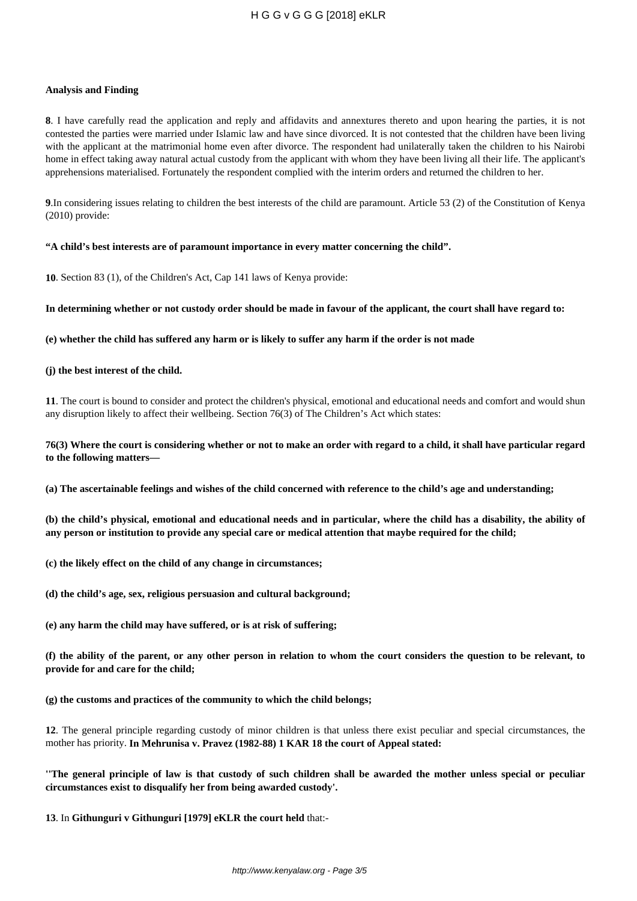**Analysis and Finding**

**8**. I have carefully read the application and reply and affidavits and annextures thereto and upon hearing the parties, it is not contested the parties were married under Islamic law and have since divorced. It is not contested that the children have been living with the applicant at the matrimonial home even after divorce. The respondent had unilaterally taken the children to his Nairobi home in effect taking away natural actual custody from the applicant with whom they have been living all their life. The applicant's apprehensions materialised. Fortunately the respondent complied with the interim orders and returned the children to her.

**9**.In considering issues relating to children the best interests of the child are paramount. Article 53 (2) of the Constitution of Kenya (2010) provide:

**"A child's best interests are of paramount importance in every matter concerning the child".**

**10**. Section 83 (1), of the Children's Act, Cap 141 laws of Kenya provide:

**In determining whether or not custody order should be made in favour of the applicant, the court shall have regard to:**

**(e) whether the child has suffered any harm or is likely to suffer any harm if the order is not made**

**(j) the best interest of the child.**

**11**. The court is bound to consider and protect the children's physical, emotional and educational needs and comfort and would shun any disruption likely to affect their wellbeing. Section 76(3) of The Children's Act which states:

**76(3) Where the court is considering whether or not to make an order with regard to a child, it shall have particular regard to the following matters—**

**(a) The ascertainable feelings and wishes of the child concerned with reference to the child's age and understanding;**

**(b) the child's physical, emotional and educational needs and in particular, where the child has a disability, the ability of any person or institution to provide any special care or medical attention that maybe required for the child;**

**(c) the likely effect on the child of any change in circumstances;**

**(d) the child's age, sex, religious persuasion and cultural background;**

**(e) any harm the child may have suffered, or is at risk of suffering;**

**(f) the ability of the parent, or any other person in relation to whom the court considers the question to be relevant, to provide for and care for the child;**

**(g) the customs and practices of the community to which the child belongs;**

**12**. The general principle regarding custody of minor children is that unless there exist peculiar and special circumstances, the mother has priority. **In Mehrunisa v. Pravez (1982-88) 1 KAR 18 the court of Appeal stated:**

**''The general principle of law is that custody of such children shall be awarded the mother unless special or peculiar circumstances exist to disqualify her from being awarded custody'.**

**13**. In **Githunguri v Githunguri [1979] eKLR the court held** that:-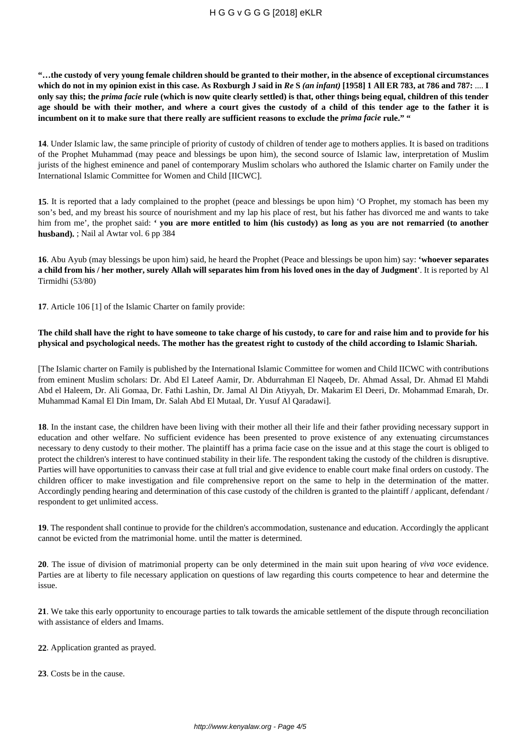**"…the custody of very young female children should be granted to their mother, in the absence of exceptional circumstances which do not in my opinion exist in this case. As Roxburgh J said in *Re* S *(an infant)* [1958] 1 All ER 783, at 786 and 787:** …. **I only say this; the *prima facie* rule (which is now quite clearly settled) is that, other things being equal, children of this tender age should be with their mother, and where a court gives the custody of a child of this tender age to the father it is incumbent on it to make sure that there really are sufficient reasons to exclude the *prima facie* rule." "**

**14**. Under Islamic law, the same principle of priority of custody of children of tender age to mothers applies. It is based on traditions of the Prophet Muhammad (may peace and blessings be upon him), the second source of Islamic law, interpretation of Muslim jurists of the highest eminence and panel of contemporary Muslim scholars who authored the Islamic charter on Family under the International Islamic Committee for Women and Child [IICWC].

**15**. It is reported that a lady complained to the prophet (peace and blessings be upon him) 'O Prophet, my stomach has been my son's bed, and my breast his source of nourishment and my lap his place of rest, but his father has divorced me and wants to take him from me', the prophet said: **' you are more entitled to him (his custody) as long as you are not remarried (to another husband).** ; Nail al Awtar vol. 6 pp 384

**16**. Abu Ayub (may blessings be upon him) said, he heard the Prophet (Peace and blessings be upon him) say: **'whoever separates a child from his / her mother, surely Allah will separates him from his loved ones in the day of Judgment'**. It is reported by Al Tirmidhi (53/80)

**17**. Article 106 [1] of the Islamic Charter on family provide:

**The child shall have the right to have someone to take charge of his custody, to care for and raise him and to provide for his physical and psychological needs. The mother has the greatest right to custody of the child according to Islamic Shariah.**

[The Islamic charter on Family is published by the International Islamic Committee for women and Child IICWC with contributions from eminent Muslim scholars: Dr. Abd El Lateef Aamir, Dr. Abdurrahman El Naqeeb, Dr. Ahmad Assal, Dr. Ahmad El Mahdi Abd el Haleem, Dr. Ali Gomaa, Dr. Fathi Lashin, Dr. Jamal Al Din Atiyyah, Dr. Makarim El Deeri, Dr. Mohammad Emarah, Dr. Muhammad Kamal El Din Imam, Dr. Salah Abd El Mutaal, Dr. Yusuf Al Qaradawi].

**18**. In the instant case, the children have been living with their mother all their life and their father providing necessary support in education and other welfare. No sufficient evidence has been presented to prove existence of any extenuating circumstances necessary to deny custody to their mother. The plaintiff has a prima facie case on the issue and at this stage the court is obliged to protect the children's interest to have continued stability in their life. The respondent taking the custody of the children is disruptive. Parties will have opportunities to canvass their case at full trial and give evidence to enable court make final orders on custody. The children officer to make investigation and file comprehensive report on the same to help in the determination of the matter. Accordingly pending hearing and determination of this case custody of the children is granted to the plaintiff / applicant, defendant / respondent to get unlimited access.

**19**. The respondent shall continue to provide for the children's accommodation, sustenance and education. Accordingly the applicant cannot be evicted from the matrimonial home. until the matter is determined.

**20**. The issue of division of matrimonial property can be only determined in the main suit upon hearing of *viva voce* evidence. Parties are at liberty to file necessary application on questions of law regarding this courts competence to hear and determine the issue.

**21**. We take this early opportunity to encourage parties to talk towards the amicable settlement of the dispute through reconciliation with assistance of elders and Imams.

**22**. Application granted as prayed.

**23**. Costs be in the cause.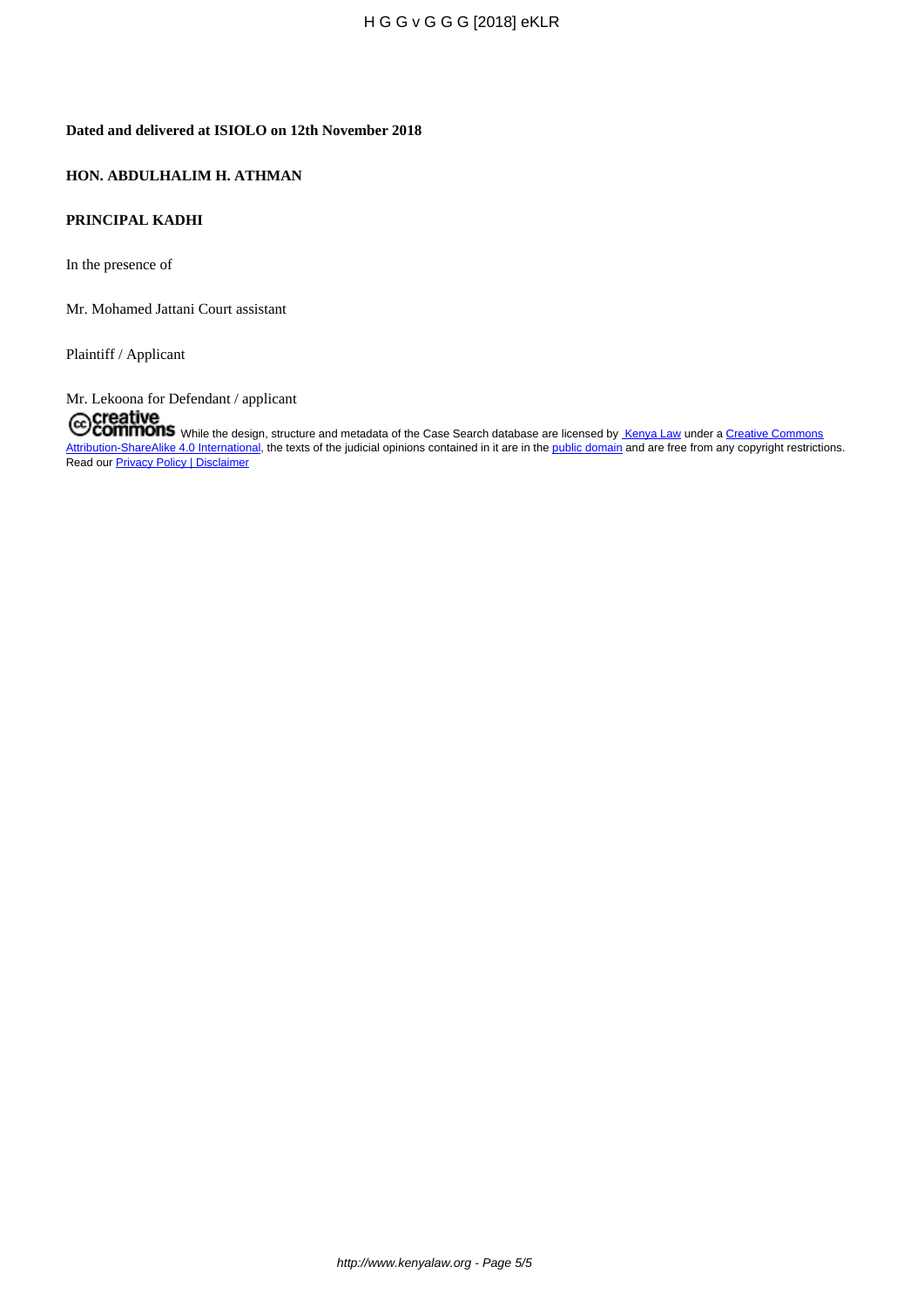**Dated and delivered at ISIOLO on 12th November 2018**

**HON. ABDULHALIM H. ATHMAN**

**PRINCIPAL KADHI**

In the presence of

Mr. Mohamed Jattani Court assistant

Plaintiff / Applicant

Mr. Lekoona for Defendant / applicant

While the design, structure and metadata of the Case Search database are licensed by Kenya Law under a Creative Commons Attribution-ShareAlike 4.0 International, the texts of the judicial opinions contained in it are in the public domain and are free from any copyright restrictions. Read our Privacy Policy | Disclaimer